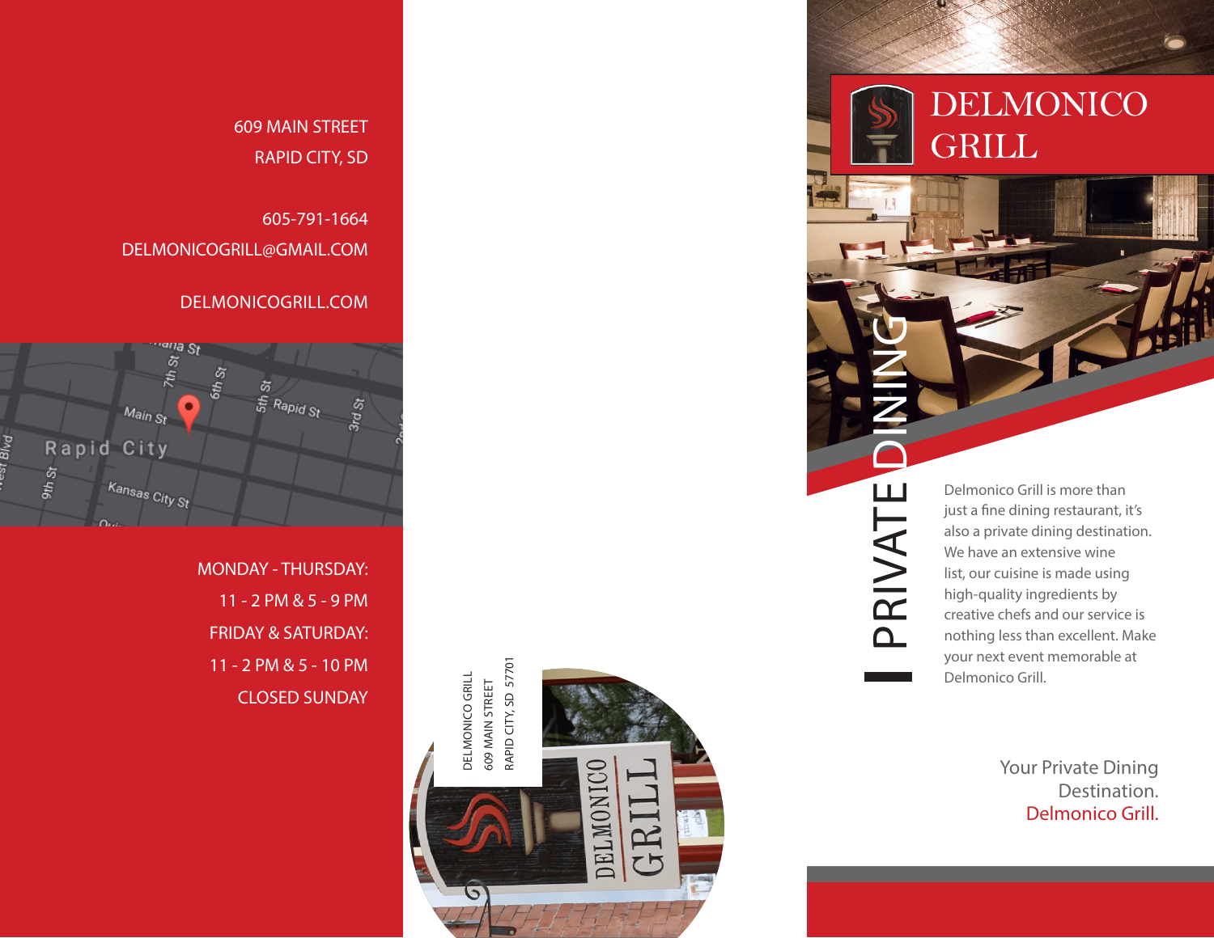609 MAIN STREET
RAPID CITY, SD

605-791-1664
DELMONICOGRILL@GMAIL.COM

DELMONICOGRILL.COM

MONDAY - THURSDAY:
11 - 2 PM & 5 - 9 PM
FRIDAY & SATURDAY:
11 - 2 PM & 5 - 10 PM
CLOSED SUNDAY

DELMONICO GRILL
609 MAIN STREET
RAPID CITY, SD 57701

# DELMONICO GRILL

## PRIVATE DINING

Delmonico Grill is more than just a fine dining restaurant, it's also a private dining destination. We have an extensive wine list, our cuisine is made using high-quality ingredients by creative chefs and our service is nothing less than excellent. Make your next event memorable at Delmonico Grill.

Your Private Dining
Destination.
Delmonico Grill.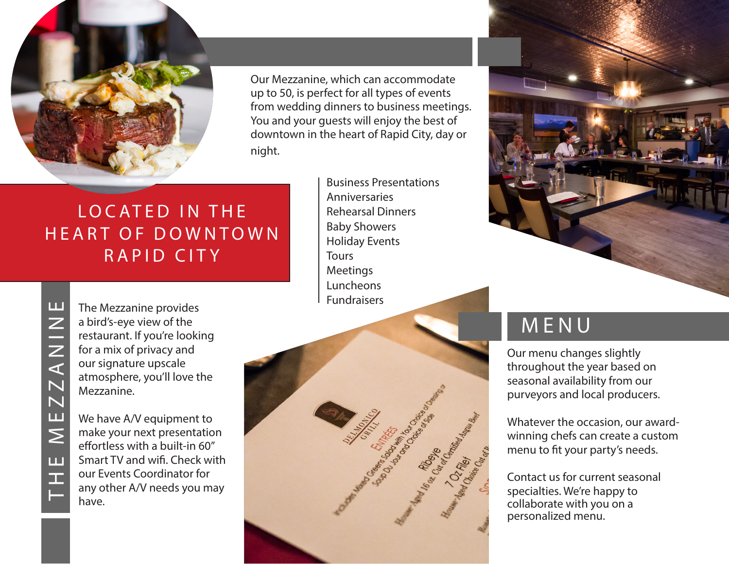Our Mezzanine, which can accommodate up to 50, is perfect for all types of events from wedding dinners to business meetings. You and your guests will enjoy the best of downtown in the heart of Rapid City, day or night.

## LOCATED IN THE HEART OF DOWNTOWN RAPID CITY

- Business Presentations
- Anniversaries
- Rehearsal Dinners
- Baby Showers
- Holiday Events
- Tours
- Meetings
- Luncheons
- Fundraisers

## THE MEZZANINE

The Mezzanine provides a bird's-eye view of the restaurant. If you're looking for a mix of privacy and our signature upscale atmosphere, you'll love the Mezzanine.

We have A/V equipment to make your next presentation effortless with a built-in 60" Smart TV and wifi. Check with our Events Coordinator for any other A/V needs you may have.

## MENU

Our menu changes slightly throughout the year based on seasonal availability from our purveyors and local producers.

Whatever the occasion, our award-winning chefs can create a custom menu to fit your party's needs.

Contact us for current seasonal specialties. We're happy to collaborate with you on a personalized menu.